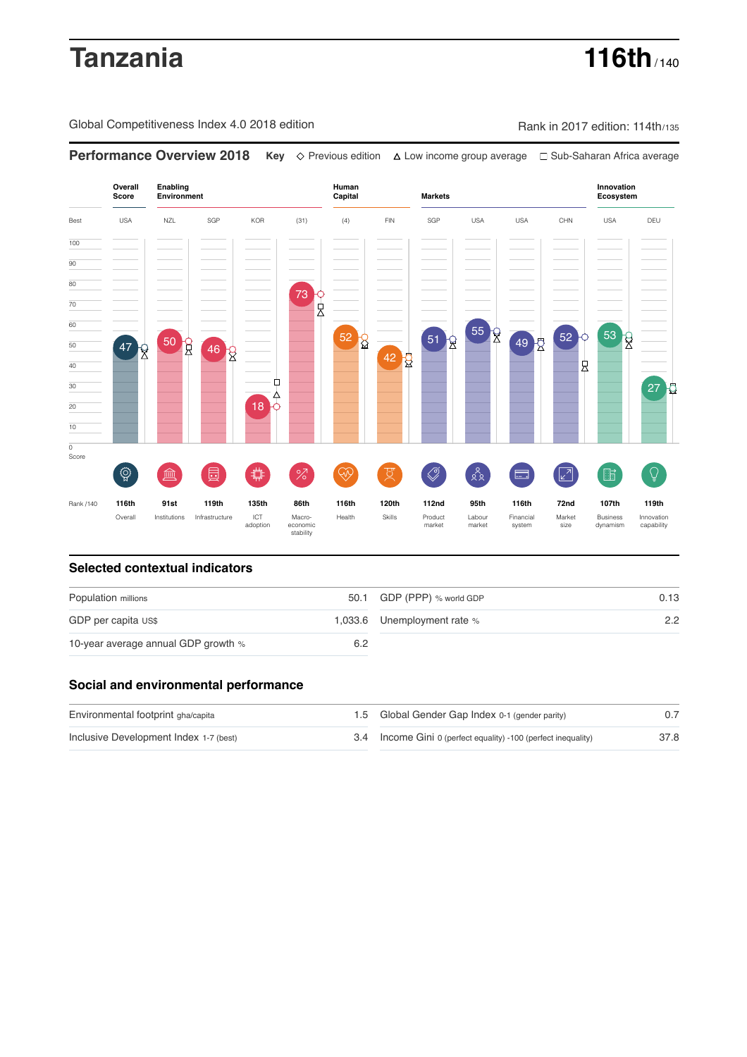# Tanzania

**116th** / 140

Global Competitiveness Index 4.0 2018 edition

Rank in 2017 edition: 114th/135

## Performance Overview 2018

**Key** ◇ Previous edition △ Low income group average □ Sub-Saharan Africa average

| | Overall Score | Enabling Environment | | | | Human Capital | | Markets | | | | Innovation Ecosystem | |
|---|---|---|---|---|---|---|---|---|---|---|---|---|---|
| Best | USA | NZL | SGP | KOR | (31) | (4) | FIN | SGP | USA | USA | CHN | USA | DEU |
| Score | 47 | 50 | 46 | 18 | 73 | 52 | 42 | 51 | 55 | 49 | 52 | 53 | 27 |
| Rank /140 | 116th | 91st | 119th | 135th | 86th | 116th | 120th | 112nd | 95th | 116th | 72nd | 107th | 119th |
| | Overall | Institutions | Infrastructure | ICT adoption | Macro-economic stability | Health | Skills | Product market | Labour market | Financial system | Market size | Business dynamism | Innovation capability |

## Selected contextual indicators

| | | | |
|---|---|---|---|
| Population millions | 50.1 | GDP (PPP) % world GDP | 0.13 |
| GDP per capita US$ | 1,033.6 | Unemployment rate % | 2.2 |
| 10-year average annual GDP growth % | 6.2 | | |

## Social and environmental performance

| | | | |
|---|---|---|---|
| Environmental footprint gha/capita | 1.5 | Global Gender Gap Index 0-1 (gender parity) | 0.7 |
| Inclusive Development Index 1-7 (best) | 3.4 | Income Gini 0 (perfect equality) -100 (perfect inequality) | 37.8 |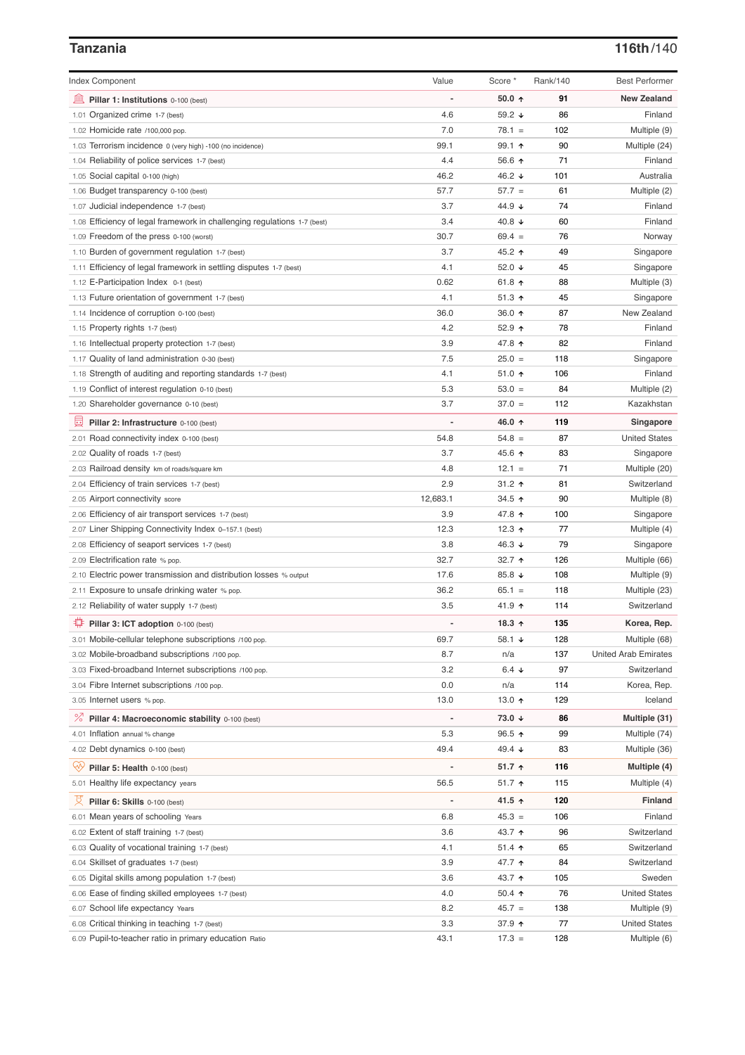## Tanzania

**116th/140**

| Index Component | Value | Score * | Rank/140 | Best Performer |
|---|---|---|---|---|
| **Pillar 1: Institutions** 0-100 (best) | - | **50.0 ↑** | **91** | **New Zealand** |
| 1.01 Organized crime 1-7 (best) | 4.6 | 59.2 ↓ | 86 | Finland |
| 1.02 Homicide rate /100,000 pop. | 7.0 | 78.1 = | 102 | Multiple (9) |
| 1.03 Terrorism incidence 0 (very high) -100 (no incidence) | 99.1 | 99.1 ↑ | 90 | Multiple (24) |
| 1.04 Reliability of police services 1-7 (best) | 4.4 | 56.6 ↑ | 71 | Finland |
| 1.05 Social capital 0-100 (high) | 46.2 | 46.2 ↓ | 101 | Australia |
| 1.06 Budget transparency 0-100 (best) | 57.7 | 57.7 = | 61 | Multiple (2) |
| 1.07 Judicial independence 1-7 (best) | 3.7 | 44.9 ↓ | 74 | Finland |
| 1.08 Efficiency of legal framework in challenging regulations 1-7 (best) | 3.4 | 40.8 ↓ | 60 | Finland |
| 1.09 Freedom of the press 0-100 (worst) | 30.7 | 69.4 = | 76 | Norway |
| 1.10 Burden of government regulation 1-7 (best) | 3.7 | 45.2 ↑ | 49 | Singapore |
| 1.11 Efficiency of legal framework in settling disputes 1-7 (best) | 4.1 | 52.0 ↓ | 45 | Singapore |
| 1.12 E-Participation Index 0-1 (best) | 0.62 | 61.8 ↑ | 88 | Multiple (3) |
| 1.13 Future orientation of government 1-7 (best) | 4.1 | 51.3 ↑ | 45 | Singapore |
| 1.14 Incidence of corruption 0-100 (best) | 36.0 | 36.0 ↑ | 87 | New Zealand |
| 1.15 Property rights 1-7 (best) | 4.2 | 52.9 ↑ | 78 | Finland |
| 1.16 Intellectual property protection 1-7 (best) | 3.9 | 47.8 ↑ | 82 | Finland |
| 1.17 Quality of land administration 0-30 (best) | 7.5 | 25.0 = | 118 | Singapore |
| 1.18 Strength of auditing and reporting standards 1-7 (best) | 4.1 | 51.0 ↑ | 106 | Finland |
| 1.19 Conflict of interest regulation 0-10 (best) | 5.3 | 53.0 = | 84 | Multiple (2) |
| 1.20 Shareholder governance 0-10 (best) | 3.7 | 37.0 = | 112 | Kazakhstan |
| **Pillar 2: Infrastructure** 0-100 (best) | - | **46.0 ↑** | **119** | **Singapore** |
| 2.01 Road connectivity index 0-100 (best) | 54.8 | 54.8 = | 87 | United States |
| 2.02 Quality of roads 1-7 (best) | 3.7 | 45.6 ↑ | 83 | Singapore |
| 2.03 Railroad density km of roads/square km | 4.8 | 12.1 = | 71 | Multiple (20) |
| 2.04 Efficiency of train services 1-7 (best) | 2.9 | 31.2 ↑ | 81 | Switzerland |
| 2.05 Airport connectivity score | 12,683.1 | 34.5 ↑ | 90 | Multiple (8) |
| 2.06 Efficiency of air transport services 1-7 (best) | 3.9 | 47.8 ↑ | 100 | Singapore |
| 2.07 Liner Shipping Connectivity Index 0–157.1 (best) | 12.3 | 12.3 ↑ | 77 | Multiple (4) |
| 2.08 Efficiency of seaport services 1-7 (best) | 3.8 | 46.3 ↓ | 79 | Singapore |
| 2.09 Electrification rate % pop. | 32.7 | 32.7 ↑ | 126 | Multiple (66) |
| 2.10 Electric power transmission and distribution losses % output | 17.6 | 85.8 ↓ | 108 | Multiple (9) |
| 2.11 Exposure to unsafe drinking water % pop. | 36.2 | 65.1 = | 118 | Multiple (23) |
| 2.12 Reliability of water supply 1-7 (best) | 3.5 | 41.9 ↑ | 114 | Switzerland |
| **Pillar 3: ICT adoption** 0-100 (best) | - | **18.3 ↑** | **135** | **Korea, Rep.** |
| 3.01 Mobile-cellular telephone subscriptions /100 pop. | 69.7 | 58.1 ↓ | 128 | Multiple (68) |
| 3.02 Mobile-broadband subscriptions /100 pop. | 8.7 | n/a | 137 | United Arab Emirates |
| 3.03 Fixed-broadband Internet subscriptions /100 pop. | 3.2 | 6.4 ↓ | 97 | Switzerland |
| 3.04 Fibre Internet subscriptions /100 pop. | 0.0 | n/a | 114 | Korea, Rep. |
| 3.05 Internet users % pop. | 13.0 | 13.0 ↑ | 129 | Iceland |
| **Pillar 4: Macroeconomic stability** 0-100 (best) | - | **73.0 ↓** | **86** | **Multiple (31)** |
| 4.01 Inflation annual % change | 5.3 | 96.5 ↑ | 99 | Multiple (74) |
| 4.02 Debt dynamics 0-100 (best) | 49.4 | 49.4 ↓ | 83 | Multiple (36) |
| **Pillar 5: Health** 0-100 (best) | - | **51.7 ↑** | **116** | **Multiple (4)** |
| 5.01 Healthy life expectancy years | 56.5 | 51.7 ↑ | 115 | Multiple (4) |
| **Pillar 6: Skills** 0-100 (best) | - | **41.5 ↑** | **120** | **Finland** |
| 6.01 Mean years of schooling Years | 6.8 | 45.3 = | 106 | Finland |
| 6.02 Extent of staff training 1-7 (best) | 3.6 | 43.7 ↑ | 96 | Switzerland |
| 6.03 Quality of vocational training 1-7 (best) | 4.1 | 51.4 ↑ | 65 | Switzerland |
| 6.04 Skillset of graduates 1-7 (best) | 3.9 | 47.7 ↑ | 84 | Switzerland |
| 6.05 Digital skills among population 1-7 (best) | 3.6 | 43.7 ↑ | 105 | Sweden |
| 6.06 Ease of finding skilled employees 1-7 (best) | 4.0 | 50.4 ↑ | 76 | United States |
| 6.07 School life expectancy Years | 8.2 | 45.7 = | 138 | Multiple (9) |
| 6.08 Critical thinking in teaching 1-7 (best) | 3.3 | 37.9 ↑ | 77 | United States |
| 6.09 Pupil-to-teacher ratio in primary education Ratio | 43.1 | 17.3 = | 128 | Multiple (6) |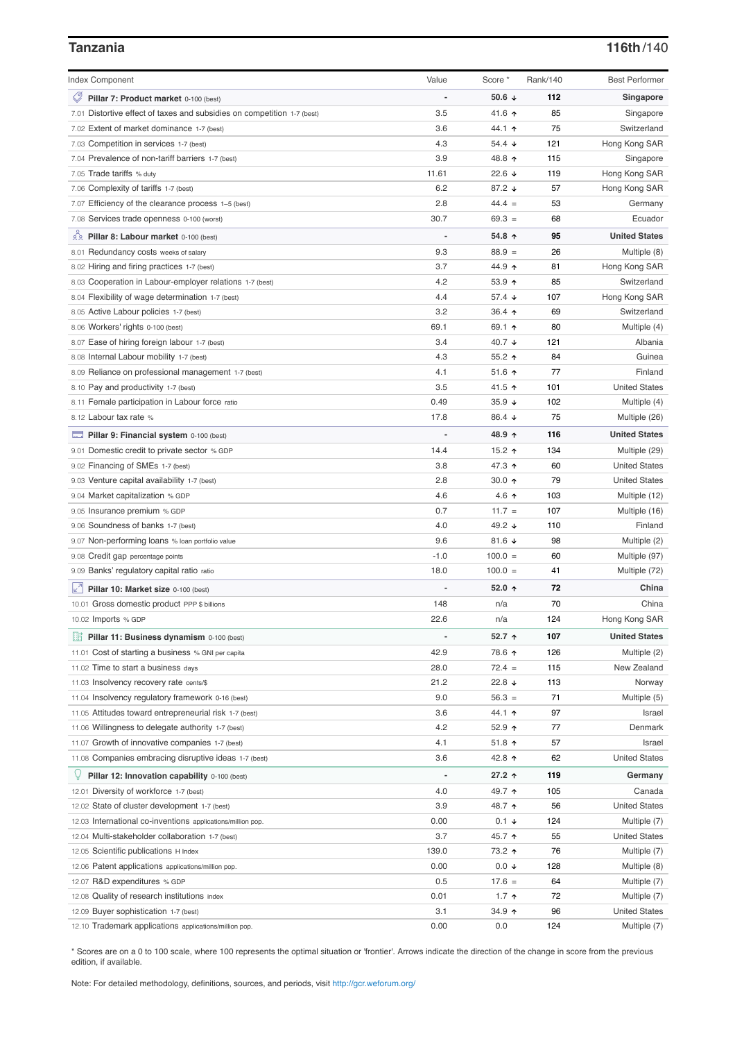## Tanzania

**116th**/140

| Index Component | Value | Score * | Rank/140 | Best Performer |
|---|---|---|---|---|
| **Pillar 7: Product market** 0-100 (best) | - | **50.6 ↓** | **112** | **Singapore** |
| 7.01 Distortive effect of taxes and subsidies on competition 1-7 (best) | 3.5 | 41.6 ↑ | 85 | Singapore |
| 7.02 Extent of market dominance 1-7 (best) | 3.6 | 44.1 ↑ | 75 | Switzerland |
| 7.03 Competition in services 1-7 (best) | 4.3 | 54.4 ↓ | 121 | Hong Kong SAR |
| 7.04 Prevalence of non-tariff barriers 1-7 (best) | 3.9 | 48.8 ↑ | 115 | Singapore |
| 7.05 Trade tariffs % duty | 11.61 | 22.6 ↓ | 119 | Hong Kong SAR |
| 7.06 Complexity of tariffs 1-7 (best) | 6.2 | 87.2 ↓ | 57 | Hong Kong SAR |
| 7.07 Efficiency of the clearance process 1–5 (best) | 2.8 | 44.4 = | 53 | Germany |
| 7.08 Services trade openness 0-100 (worst) | 30.7 | 69.3 = | 68 | Ecuador |
| **Pillar 8: Labour market** 0-100 (best) | - | **54.8 ↑** | **95** | **United States** |
| 8.01 Redundancy costs weeks of salary | 9.3 | 88.9 = | 26 | Multiple (8) |
| 8.02 Hiring and firing practices 1-7 (best) | 3.7 | 44.9 ↑ | 81 | Hong Kong SAR |
| 8.03 Cooperation in Labour-employer relations 1-7 (best) | 4.2 | 53.9 ↑ | 85 | Switzerland |
| 8.04 Flexibility of wage determination 1-7 (best) | 4.4 | 57.4 ↓ | 107 | Hong Kong SAR |
| 8.05 Active Labour policies 1-7 (best) | 3.2 | 36.4 ↑ | 69 | Switzerland |
| 8.06 Workers' rights 0-100 (best) | 69.1 | 69.1 ↑ | 80 | Multiple (4) |
| 8.07 Ease of hiring foreign labour 1-7 (best) | 3.4 | 40.7 ↓ | 121 | Albania |
| 8.08 Internal Labour mobility 1-7 (best) | 4.3 | 55.2 ↑ | 84 | Guinea |
| 8.09 Reliance on professional management 1-7 (best) | 4.1 | 51.6 ↑ | 77 | Finland |
| 8.10 Pay and productivity 1-7 (best) | 3.5 | 41.5 ↑ | 101 | United States |
| 8.11 Female participation in Labour force ratio | 0.49 | 35.9 ↓ | 102 | Multiple (4) |
| 8.12 Labour tax rate % | 17.8 | 86.4 ↓ | 75 | Multiple (26) |
| **Pillar 9: Financial system** 0-100 (best) | - | **48.9 ↑** | **116** | **United States** |
| 9.01 Domestic credit to private sector % GDP | 14.4 | 15.2 ↑ | 134 | Multiple (29) |
| 9.02 Financing of SMEs 1-7 (best) | 3.8 | 47.3 ↑ | 60 | United States |
| 9.03 Venture capital availability 1-7 (best) | 2.8 | 30.0 ↑ | 79 | United States |
| 9.04 Market capitalization % GDP | 4.6 | 4.6 ↑ | 103 | Multiple (12) |
| 9.05 Insurance premium % GDP | 0.7 | 11.7 = | 107 | Multiple (16) |
| 9.06 Soundness of banks 1-7 (best) | 4.0 | 49.2 ↓ | 110 | Finland |
| 9.07 Non-performing loans % loan portfolio value | 9.6 | 81.6 ↓ | 98 | Multiple (2) |
| 9.08 Credit gap percentage points | -1.0 | 100.0 = | 60 | Multiple (97) |
| 9.09 Banks' regulatory capital ratio ratio | 18.0 | 100.0 = | 41 | Multiple (72) |
| **Pillar 10: Market size** 0-100 (best) | - | **52.0 ↑** | **72** | **China** |
| 10.01 Gross domestic product PPP $ billions | 148 | n/a | 70 | China |
| 10.02 Imports % GDP | 22.6 | n/a | 124 | Hong Kong SAR |
| **Pillar 11: Business dynamism** 0-100 (best) | - | **52.7 ↑** | **107** | **United States** |
| 11.01 Cost of starting a business % GNI per capita | 42.9 | 78.6 ↑ | 126 | Multiple (2) |
| 11.02 Time to start a business days | 28.0 | 72.4 = | 115 | New Zealand |
| 11.03 Insolvency recovery rate cents/$ | 21.2 | 22.8 ↓ | 113 | Norway |
| 11.04 Insolvency regulatory framework 0-16 (best) | 9.0 | 56.3 = | 71 | Multiple (5) |
| 11.05 Attitudes toward entrepreneurial risk 1-7 (best) | 3.6 | 44.1 ↑ | 97 | Israel |
| 11.06 Willingness to delegate authority 1-7 (best) | 4.2 | 52.9 ↑ | 77 | Denmark |
| 11.07 Growth of innovative companies 1-7 (best) | 4.1 | 51.8 ↑ | 57 | Israel |
| 11.08 Companies embracing disruptive ideas 1-7 (best) | 3.6 | 42.8 ↑ | 62 | United States |
| **Pillar 12: Innovation capability** 0-100 (best) | - | **27.2 ↑** | **119** | **Germany** |
| 12.01 Diversity of workforce 1-7 (best) | 4.0 | 49.7 ↑ | 105 | Canada |
| 12.02 State of cluster development 1-7 (best) | 3.9 | 48.7 ↑ | 56 | United States |
| 12.03 International co-inventions applications/million pop. | 0.00 | 0.1 ↓ | 124 | Multiple (7) |
| 12.04 Multi-stakeholder collaboration 1-7 (best) | 3.7 | 45.7 ↑ | 55 | United States |
| 12.05 Scientific publications H Index | 139.0 | 73.2 ↑ | 76 | Multiple (7) |
| 12.06 Patent applications applications/million pop. | 0.00 | 0.0 ↓ | 128 | Multiple (8) |
| 12.07 R&D expenditures % GDP | 0.5 | 17.6 = | 64 | Multiple (7) |
| 12.08 Quality of research institutions index | 0.01 | 1.7 ↑ | 72 | Multiple (7) |
| 12.09 Buyer sophistication 1-7 (best) | 3.1 | 34.9 ↑ | 96 | United States |
| 12.10 Trademark applications applications/million pop. | 0.00 | 0.0 | 124 | Multiple (7) |

* Scores are on a 0 to 100 scale, where 100 represents the optimal situation or 'frontier'. Arrows indicate the direction of the change in score from the previous edition, if available.

Note: For detailed methodology, definitions, sources, and periods, visit http://gcr.weforum.org/